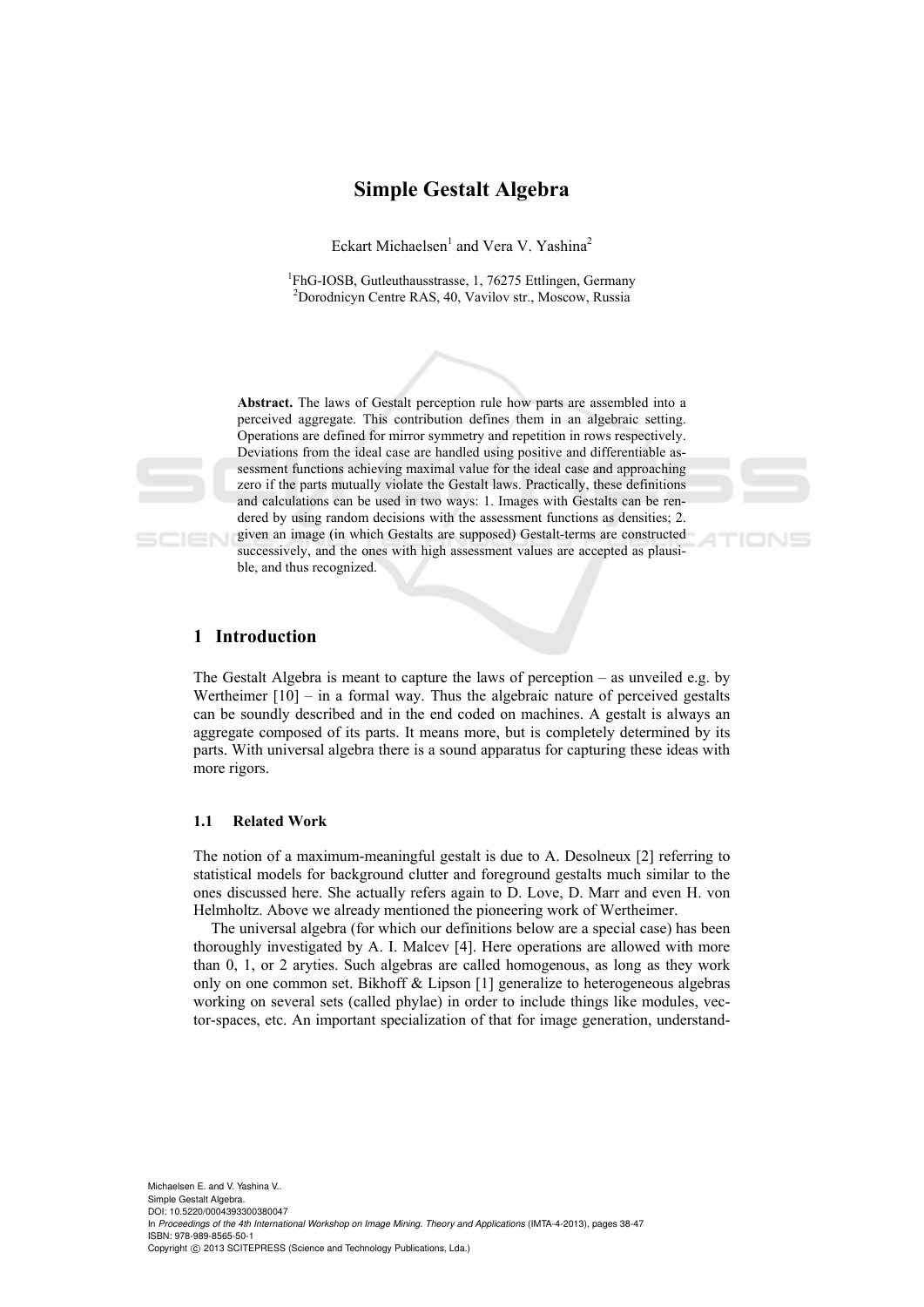# Simple Gestalt Algebra

Eckart Michaelsen[1] and Vera V. Yashina[2]

[1]FhG-IOSB, Gutleuthausstrasse, 1, 76275 Ettlingen, Germany
[2]Dorodnicyn Centre RAS, 40, Vavilov str., Moscow, Russia

**Abstract.** The laws of Gestalt perception rule how parts are assembled into a perceived aggregate. This contribution defines them in an algebraic setting. Operations are defined for mirror symmetry and repetition in rows respectively. Deviations from the ideal case are handled using positive and differentiable assessment functions achieving maximal value for the ideal case and approaching zero if the parts mutually violate the Gestalt laws. Practically, these definitions and calculations can be used in two ways: 1. Images with Gestalts can be rendered by using random decisions with the assessment functions as densities; 2. given an image (in which Gestalts are supposed) Gestalt-terms are constructed successively, and the ones with high assessment values are accepted as plausible, and thus recognized.

## 1 Introduction

The Gestalt Algebra is meant to capture the laws of perception – as unveiled e.g. by Wertheimer [10] – in a formal way. Thus the algebraic nature of perceived gestalts can be soundly described and in the end coded on machines. A gestalt is always an aggregate composed of its parts. It means more, but is completely determined by its parts. With universal algebra there is a sound apparatus for capturing these ideas with more rigors.

### 1.1 Related Work

The notion of a maximum-meaningful gestalt is due to A. Desolneux [2] referring to statistical models for background clutter and foreground gestalts much similar to the ones discussed here. She actually refers again to D. Love, D. Marr and even H. von Helmholtz. Above we already mentioned the pioneering work of Wertheimer.

The universal algebra (for which our definitions below are a special case) has been thoroughly investigated by A. I. Malcev [4]. Here operations are allowed with more than 0, 1, or 2 aryties. Such algebras are called homogenous, as long as they work only on one common set. Bikhoff & Lipson [1] generalize to heterogeneous algebras working on several sets (called phylae) in order to include things like modules, vector-spaces, etc. An important specialization of that for image generation, understand-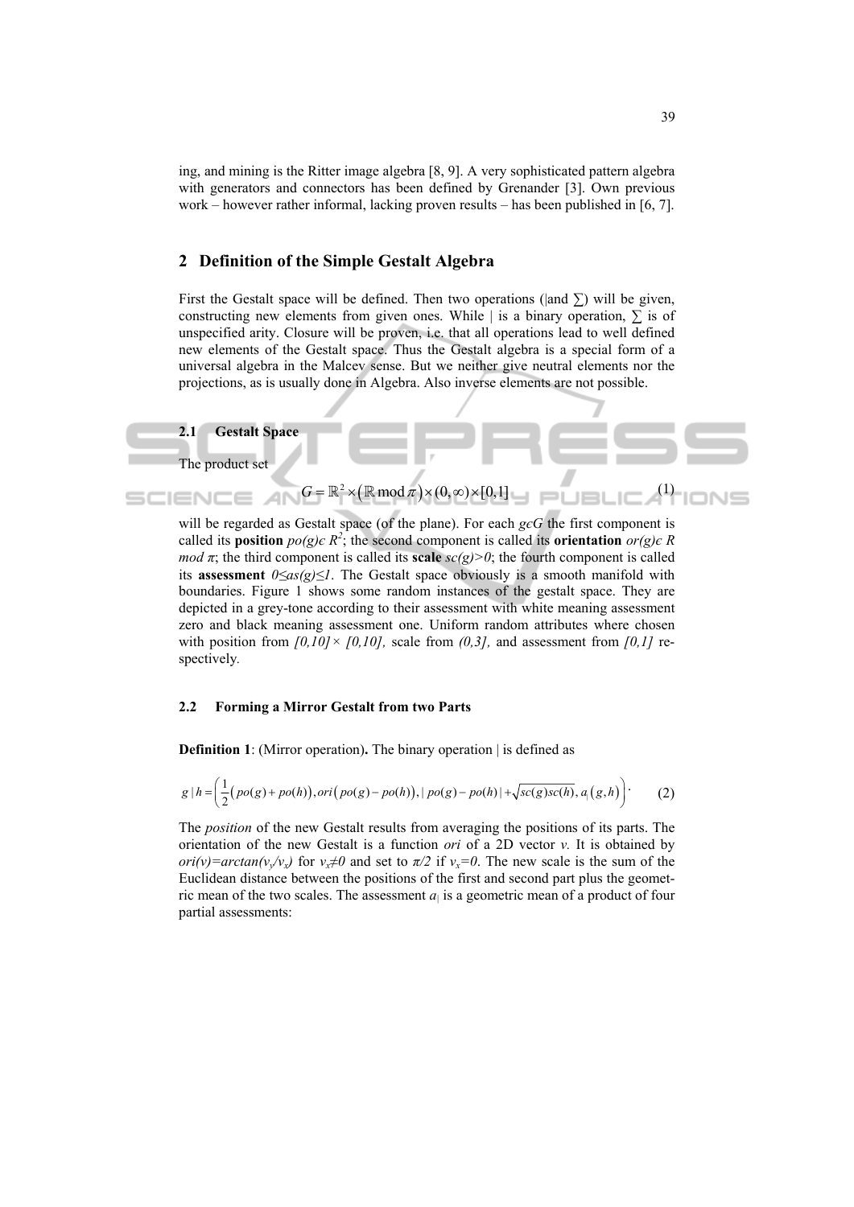ing, and mining is the Ritter image algebra [8, 9]. A very sophisticated pattern algebra with generators and connectors has been defined by Grenander [3]. Own previous work – however rather informal, lacking proven results – has been published in [6, 7].

## 2 Definition of the Simple Gestalt Algebra

First the Gestalt space will be defined. Then two operations (|and ∑) will be given, constructing new elements from given ones. While | is a binary operation, ∑ is of unspecified arity. Closure will be proven, i.e. that all operations lead to well defined new elements of the Gestalt space. Thus the Gestalt algebra is a special form of a universal algebra in the Malcev sense. But we neither give neutral elements nor the projections, as is usually done in Algebra. Also inverse elements are not possible.

### 2.1 Gestalt Space

The product set

$$G = \mathbb{R}^2 \times (\mathbb{R} \bmod \pi) \times (0,\infty) \times [0,1] \tag{1}$$

will be regarded as Gestalt space (of the plane). For each $g \in G$ the first component is called its **position** $po(g) \in R^2$; the second component is called its **orientation** $or(g) \in R \bmod \pi$; the third component is called its **scale** $sc(g)>0$; the fourth component is called its **assessment** $0 \leq as(g) \leq 1$. The Gestalt space obviously is a smooth manifold with boundaries. Figure 1 shows some random instances of the gestalt space. They are depicted in a grey-tone according to their assessment with white meaning assessment zero and black meaning assessment one. Uniform random attributes where chosen with position from $[0,10] \times [0,10]$, scale from $(0,3]$, and assessment from $[0,1]$ respectively.

### 2.2 Forming a Mirror Gestalt from two Parts

**Definition 1**: (Mirror operation). The binary operation | is defined as

$$g \mid h = \left( \frac{1}{2}\big(po(g)+po(h)\big), ori\big(po(g)-po(h)\big), \mid po(g)-po(h) \mid + \sqrt{sc(g)sc(h)}, a_{|}\big(g,h\big) \right). \tag{2}$$

The *position* of the new Gestalt results from averaging the positions of its parts. The orientation of the new Gestalt is a function *ori* of a 2D vector *v*. It is obtained by $ori(v)=\arctan(v_y/v_x)$ for $v_x \neq 0$ and set to $\pi/2$ if $v_x=0$. The new scale is the sum of the Euclidean distance between the positions of the first and second part plus the geometric mean of the two scales. The assessment $a_{|}$ is a geometric mean of a product of four partial assessments: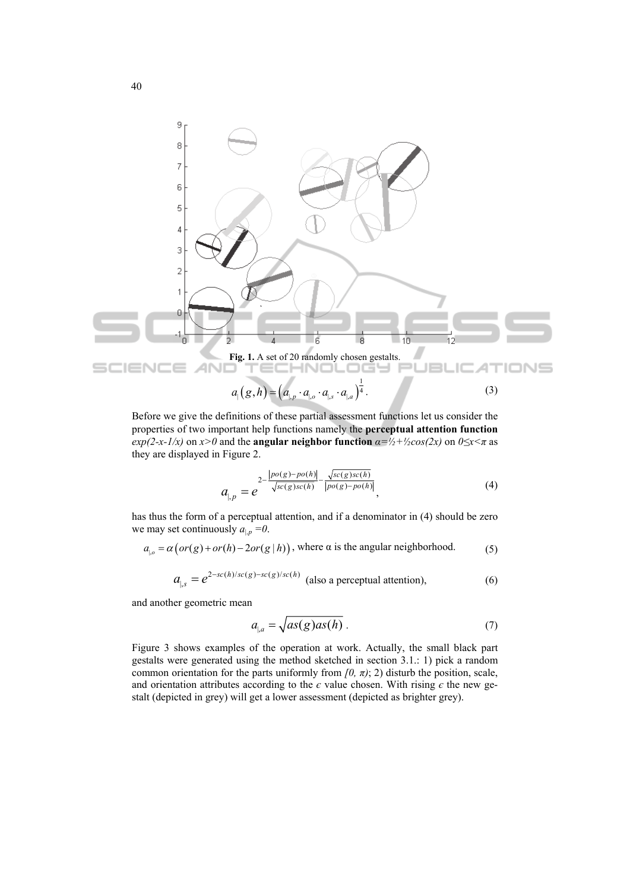**Fig. 1.** A set of 20 randomly chosen gestalts.

$$a_{|}\left(g,h\right)=\left(a_{|,p}\cdot a_{|,o}\cdot a_{|,s}\cdot a_{|,a}\right)^{\frac{1}{4}}. \tag{3}$$

Before we give the definitions of these partial assessment functions let us consider the properties of two important help functions namely the **perceptual attention function** *exp(2-x-1/x)* on *x>0* and the **angular neighbor function** $\alpha=½+½\cos(2x)$ on $0\leq x<\pi$ as they are displayed in Figure 2.

$$a_{|,p}=e^{2-\frac{|po(g)-po(h)|}{\sqrt{sc(g)sc(h)}}-\frac{\sqrt{sc(g)sc(h)}}{|po(g)-po(h)|}}, \tag{4}$$

has thus the form of a perceptual attention, and if a denominator in (4) should be zero we may set continuously $a_{|,p}=0$.

$$a_{|,o}=\alpha\left(or(g)+or(h)-2or(g\,|\,h)\right), \text{ where } \alpha \text{ is the angular neighborhood.} \tag{5}$$

$$a_{|,s}=e^{2-sc(h)/sc(g)-sc(g)/sc(h)} \text{ (also a perceptual attention),} \tag{6}$$

and another geometric mean

$$a_{|,a}=\sqrt{as(g)as(h)}\,. \tag{7}$$

Figure 3 shows examples of the operation at work. Actually, the small black part gestalts were generated using the method sketched in section 3.1.: 1) pick a random common orientation for the parts uniformly from $[0, \pi)$; 2) disturb the position, scale, and orientation attributes according to the $\epsilon$ value chosen. With rising $\epsilon$ the new gestalt (depicted in grey) will get a lower assessment (depicted as brighter grey).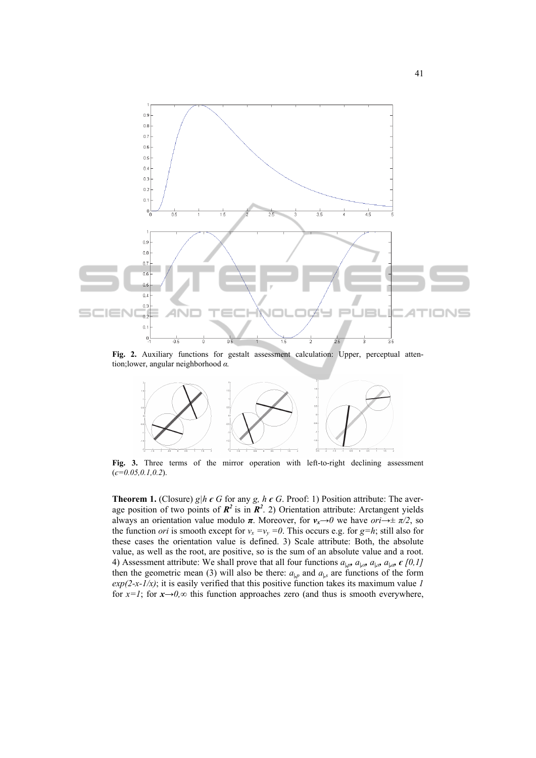**Fig. 2.** Auxiliary functions for gestalt assessment calculation: Upper, perceptual attention;lower, angular neighborhood $\alpha$.

**Fig. 3.** Three terms of the mirror operation with left-to-right declining assessment ($\epsilon=0.05,0.1,0.2$).

**Theorem 1.** (Closure) $g|h \in G$ for any $g, h \in G$. Proof: 1) Position attribute: The average position of two points of $\boldsymbol{R}^2$ is in $\boldsymbol{R}^2$. 2) Orientation attribute: Arctangent yields always an orientation value modulo $\boldsymbol{\pi}$. Moreover, for $\boldsymbol{v_x} \rightarrow 0$ we have $ori \rightarrow \pm\ \pi/2$, so the function $ori$ is smooth except for $v_x = v_y = 0$. This occurs e.g. for $g=h$; still also for these cases the orientation value is defined. 3) Scale attribute: Both, the absolute value, as well as the root, are positive, so is the sum of an absolute value and a root. 4) Assessment attribute: We shall prove that all four functions $a_{|,p}, a_{|,o}, a_{|,s}, a_{|,a} \in [0,1]$ then the geometric mean (3) will also be there: $a_{|,p}$ and $a_{|,s}$ are functions of the form $exp(2-x-1/x)$; it is easily verified that this positive function takes its maximum value $1$ for $x=1$; for $\boldsymbol{x} \rightarrow 0,\infty$ this function approaches zero (and thus is smooth everywhere,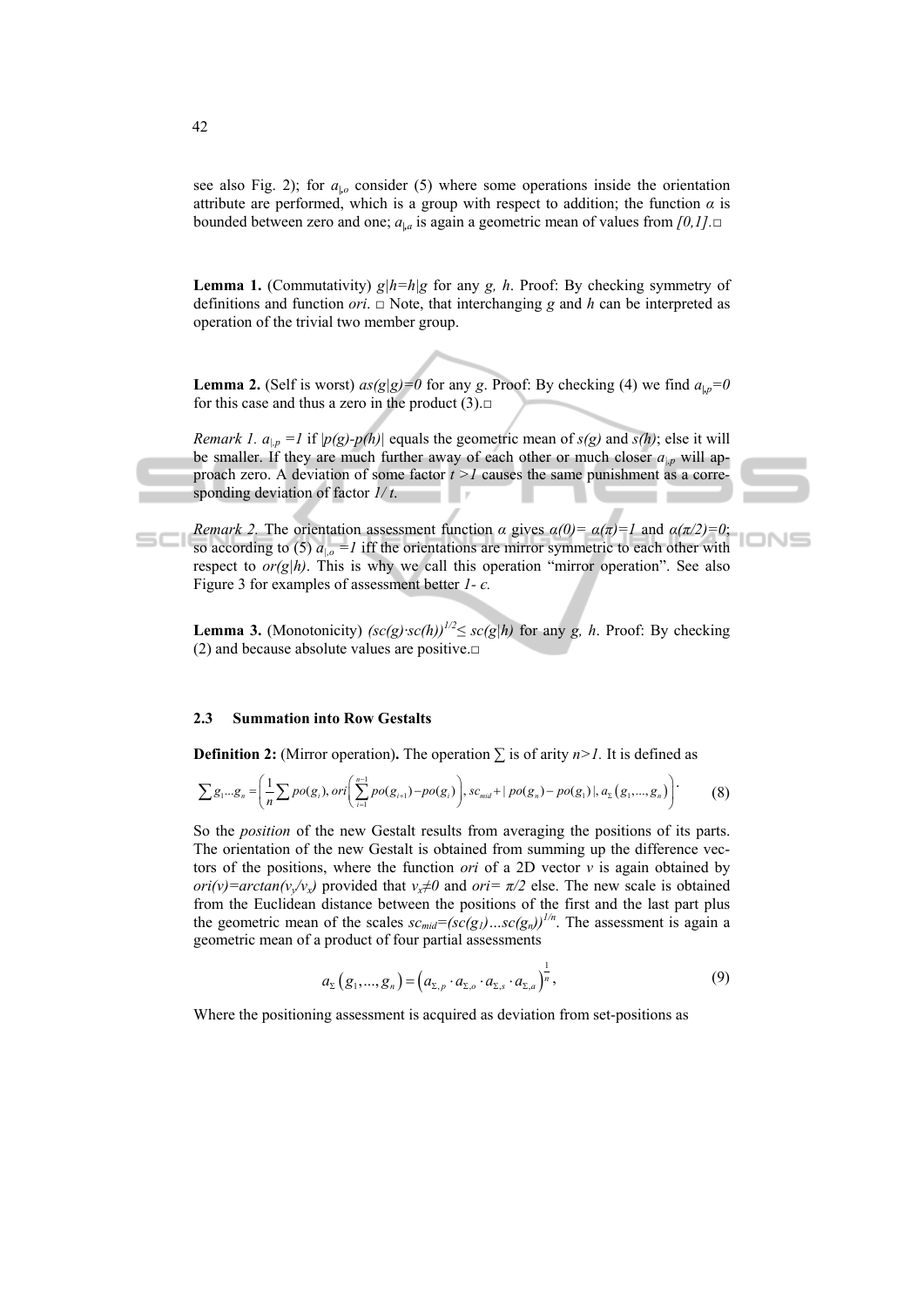see also Fig. 2); for $a_{|,o}$ consider (5) where some operations inside the orientation attribute are performed, which is a group with respect to addition; the function $\alpha$ is bounded between zero and one; $a_{|,a}$ is again a geometric mean of values from $[0,1]$.□

**Lemma 1.** (Commutativity) $g|h=h|g$ for any $g$, $h$. Proof: By checking symmetry of definitions and function *ori*. □ Note, that interchanging $g$ and $h$ can be interpreted as operation of the trivial two member group.

**Lemma 2.** (Self is worst) $as(g|g)=0$ for any $g$. Proof: By checking (4) we find $a_{|,p}=0$ for this case and thus a zero in the product (3).□

*Remark 1.* $a_{|,p}=1$ if $|p(g)-p(h)|$ equals the geometric mean of $s(g)$ and $s(h)$; else it will be smaller. If they are much further away of each other or much closer $a_{|,p}$ will approach zero. A deviation of some factor $t>1$ causes the same punishment as a corresponding deviation of factor $1/t$.

*Remark 2.* The orientation assessment function $\alpha$ gives $\alpha(0)=\alpha(\pi)=1$ and $\alpha(\pi/2)=0$; so according to (5) $a_{|,o}=1$ iff the orientations are mirror symmetric to each other with respect to $or(g|h)$. This is why we call this operation "mirror operation". See also Figure 3 for examples of assessment better $1-\epsilon$.

**Lemma 3.** (Monotonicity) $(sc(g)\cdot sc(h))^{1/2}\leq sc(g|h)$ for any $g$, $h$. Proof: By checking (2) and because absolute values are positive.□

### 2.3 Summation into Row Gestalts

**Definition 2:** (Mirror operation). The operation $\sum$ is of arity $n>1$. It is defined as

$$\sum g_1 \ldots g_n = \left( \frac{1}{n}\sum po(g_i),\, ori\left(\sum_{i=1}^{n-1} po(g_{i+1})-po(g_i)\right),\, sc_{mid}+|\,po(g_n)-po(g_1)\,|,\, a_{\Sigma}\left(g_1,\ldots,g_n\right)\right). \tag{8}$$

So the *position* of the new Gestalt results from averaging the positions of its parts. The orientation of the new Gestalt is obtained from summing up the difference vectors of the positions, where the function *ori* of a 2D vector $v$ is again obtained by $ori(v)=\arctan(v_y/v_x)$ provided that $v_x\neq 0$ and $ori=\pi/2$ else. The new scale is obtained from the Euclidean distance between the positions of the first and the last part plus the geometric mean of the scales $sc_{mid}=(sc(g_1)\ldots sc(g_n))^{1/n}$. The assessment is again a geometric mean of a product of four partial assessments

$$a_{\Sigma}\left(g_1,\ldots,g_n\right)=\left(a_{\Sigma,p}\cdot a_{\Sigma,o}\cdot a_{\Sigma,s}\cdot a_{\Sigma,a}\right)^{\frac{1}{n}}, \tag{9}$$

Where the positioning assessment is acquired as deviation from set-positions as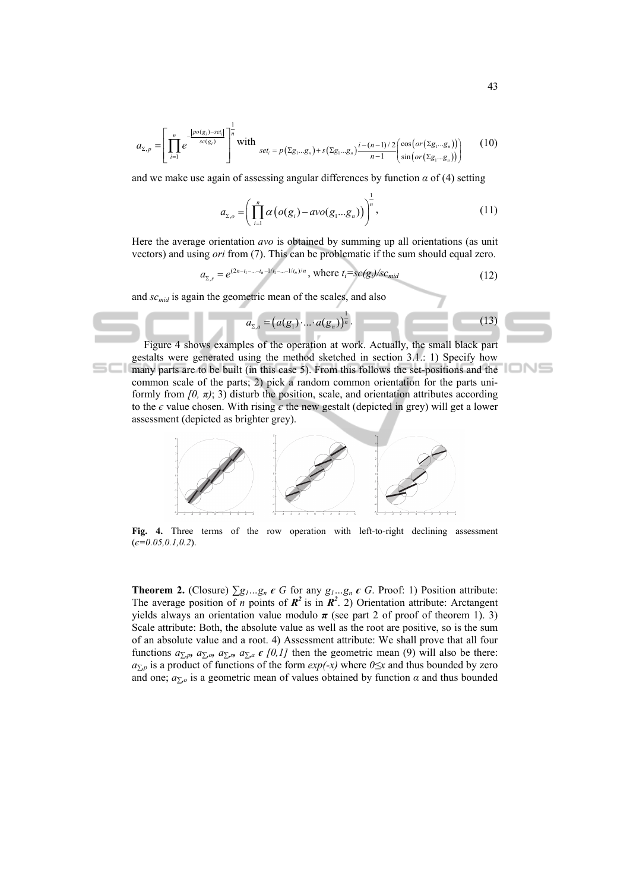$$a_{\Sigma,p} = \left[ \prod_{i=1}^{n} e^{-\frac{\left|po(g_i) - set_i\right|}{sc(g_i)}} \right]^{\frac{1}{n}} \text{ with } set_i = p\left(\Sigma g_1 ... g_n\right) + s\left(\Sigma g_1 ... g_n\right) \frac{i-(n-1)/2}{n-1} \begin{pmatrix} \cos\left(or\left(\Sigma g_1 ... g_n\right)\right) \\ \sin\left(or\left(\Sigma g_1 ... g_n\right)\right) \end{pmatrix} \quad (10)$$

and we make use again of assessing angular differences by function $\alpha$ of (4) setting

$$a_{\Sigma,o} = \left( \prod_{i=1}^{n} \alpha\left(o(g_i) - avo(g_1 ... g_n)\right) \right)^{\frac{1}{n}}, \quad (11)$$

Here the average orientation *avo* is obtained by summing up all orientations (as unit vectors) and using *ori* from (7). This can be problematic if the sum should equal zero.

$$a_{\Sigma,s} = e^{(2n - t_1 - ... - t_n - 1/t_1 - ... - 1/t_n)/n}, \text{ where } t_i = sc(g_i)/sc_{mid} \quad (12)$$

and $sc_{mid}$ is again the geometric mean of the scales, and also

$$a_{\Sigma,a} = \left(a(g_1) \cdot ... \cdot a(g_n)\right)^{\frac{1}{n}}. \quad (13)$$

Figure 4 shows examples of the operation at work. Actually, the small black part gestalts were generated using the method sketched in section 3.1.: 1) Specify how many parts are to be built (in this case 5). From this follows the set-positions and the common scale of the parts; 2) pick a random common orientation for the parts uniformly from $[0, \pi)$; 3) disturb the position, scale, and orientation attributes according to the $\epsilon$ value chosen. With rising $\epsilon$ the new gestalt (depicted in grey) will get a lower assessment (depicted as brighter grey).

**Fig. 4.** Three terms of the row operation with left-to-right declining assessment ($\epsilon$=0.05,0.1,0.2).

**Theorem 2.** (Closure) $\sum g_1 ... g_n \in G$ for any $g_1 ... g_n \in G$. Proof: 1) Position attribute: The average position of $n$ points of $\boldsymbol{R}^2$ is in $\boldsymbol{R}^2$. 2) Orientation attribute: Arctangent yields always an orientation value modulo $\boldsymbol{\pi}$ (see part 2 of proof of theorem 1). 3) Scale attribute: Both, the absolute value as well as the root are positive, so is the sum of an absolute value and a root. 4) Assessment attribute: We shall prove that all four functions $a_{\sum,p}$, $a_{\sum,o}$, $a_{\sum,s}$, $a_{\sum,a} \in [0,1]$ then the geometric mean (9) will also be there: $a_{\sum,p}$ is a product of functions of the form $exp(-x)$ where $0 \leq x$ and thus bounded by zero and one; $a_{\sum,o}$ is a geometric mean of values obtained by function $\alpha$ and thus bounded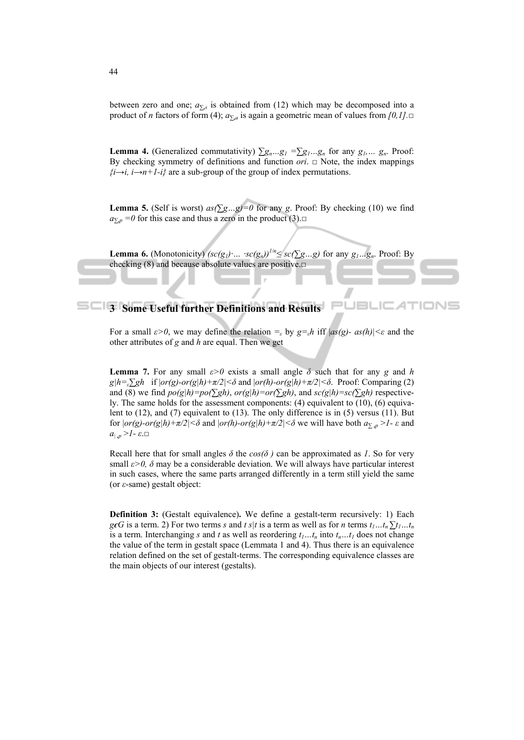between zero and one; $a_{\sum,s}$ is obtained from (12) which may be decomposed into a product of $n$ factors of form (4); $a_{\sum,a}$ is again a geometric mean of values from $[0,1]$.□

**Lemma 4.** (Generalized commutativity) $\sum g_n \ldots g_1 = \sum g_1 \ldots g_n$ for any $g_1, \ldots g_n$. Proof: By checking symmetry of definitions and function *ori*. □ Note, the index mappings $\{i \rightarrow i, i \rightarrow n+1-i\}$ are a sub-group of the group of index permutations.

**Lemma 5.** (Self is worst) $as(\sum g \ldots g)=0$ for any $g$. Proof: By checking (10) we find $a_{\sum,p}=0$ for this case and thus a zero in the product (3).□

**Lemma 6.** (Monotonicity) $(sc(g_1) \cdot \ldots \cdot sc(g_n))^{1/n} \leq sc(\sum g \ldots g)$ for any $g_1 \ldots g_n$. Proof: By checking (8) and because absolute values are positive.□

## 3 Some Useful further Definitions and Results

For a small $\varepsilon>0$, we may define the relation $=_\varepsilon$ by $g=_\varepsilon h$ iff $|as(g)- as(h)|<\varepsilon$ and the other attributes of $g$ and $h$ are equal. Then we get

**Lemma 7.** For any small $\varepsilon>0$ exists a small angle $\delta$ such that for any $g$ and $h$ $g|h =_\varepsilon \sum gh$ if $|or(g)-or(g|h)+\pi/2|<\delta$ and $|or(h)-or(g|h)+\pi/2|<\delta$. Proof: Comparing (2) and (8) we find $po(g|h)=po(\sum gh)$, $or(g|h)=or(\sum gh)$, and $sc(g|h)=sc(\sum gh)$ respectively. The same holds for the assessment components: (4) equivalent to (10), (6) equivalent to (12), and (7) equivalent to (13). The only difference is in (5) versus (11). But for $|or(g)-or(g|h)+\pi/2|<\delta$ and $|or(h)-or(g|h)+\pi/2|<\delta$ we will have both $a_{\sum,p}>1-\varepsilon$ and $a_{|,p}>1-\varepsilon$.□

Recall here that for small angles $\delta$ the $cos(\delta)$ can be approximated as $1$. So for very small $\varepsilon>0$, $\delta$ may be a considerable deviation. We will always have particular interest in such cases, where the same parts arranged differently in a term still yield the same (or $\varepsilon$-same) gestalt object:

**Definition 3:** (Gestalt equivalence)**.** We define a gestalt-term recursively: 1) Each $g \in G$ is a term. 2) For two terms $s$ and $t$ $s|t$ is a term as well as for $n$ terms $t_1 \ldots t_n$ $\sum t_1 \ldots t_n$ is a term. Interchanging $s$ and $t$ as well as reordering $t_1 \ldots t_n$ into $t_n \ldots t_1$ does not change the value of the term in gestalt space (Lemmata 1 and 4). Thus there is an equivalence relation defined on the set of gestalt-terms. The corresponding equivalence classes are the main objects of our interest (gestalts).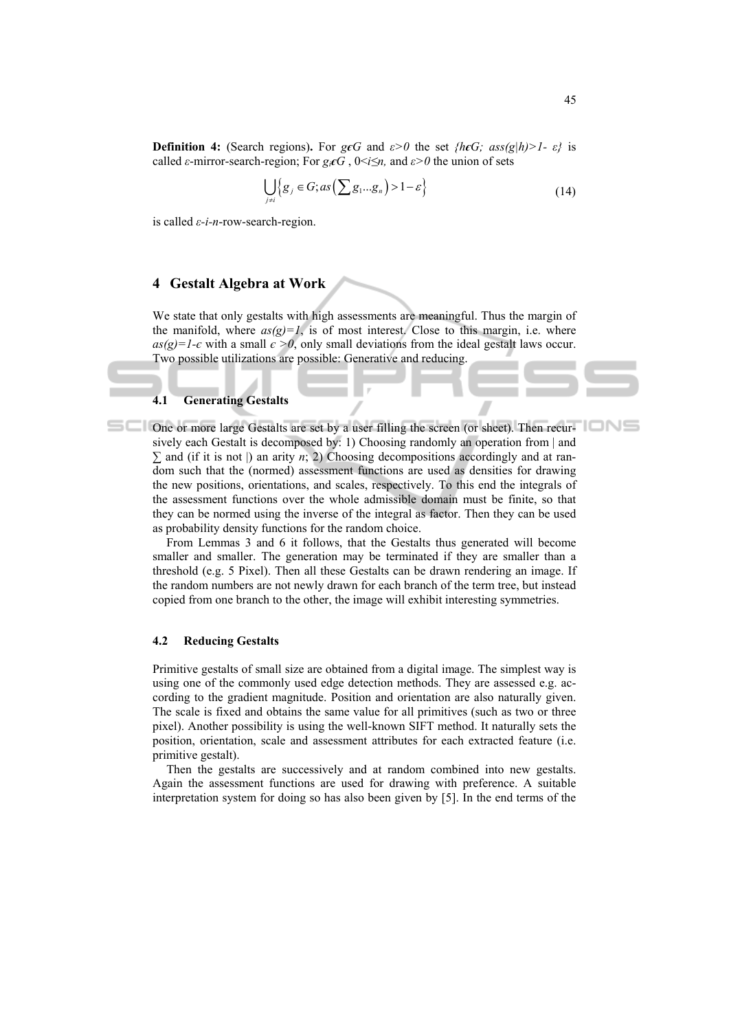**Definition 4:** (Search regions)**.** For $g \in G$ and $\varepsilon>0$ the set $\{h \in G;\ ass(g|h)>1-\varepsilon\}$ is called *ε*-mirror-search-region; For $g_i \in G$ , $0<i\leq n$, and $\varepsilon>0$ the union of sets

$$\bigcup_{j \neq i} \left\{ g_j \in G; as\left(\sum g_1 ... g_n\right) > 1 - \varepsilon \right\} \tag{14}$$

is called *ε-i-n*-row-search-region.

## 4 Gestalt Algebra at Work

We state that only gestalts with high assessments are meaningful. Thus the margin of the manifold, where $as(g)=1$, is of most interest. Close to this margin, i.e. where $as(g)=1-\epsilon$ with a small $\epsilon>0$, only small deviations from the ideal gestalt laws occur. Two possible utilizations are possible: Generative and reducing.

### 4.1 Generating Gestalts

One or more large Gestalts are set by a user filling the screen (or sheet). Then recursively each Gestalt is decomposed by: 1) Choosing randomly an operation from | and ∑ and (if it is not |) an arity $n$; 2) Choosing decompositions accordingly and at random such that the (normed) assessment functions are used as densities for drawing the new positions, orientations, and scales, respectively. To this end the integrals of the assessment functions over the whole admissible domain must be finite, so that they can be normed using the inverse of the integral as factor. Then they can be used as probability density functions for the random choice.

From Lemmas 3 and 6 it follows, that the Gestalts thus generated will become smaller and smaller. The generation may be terminated if they are smaller than a threshold (e.g. 5 Pixel). Then all these Gestalts can be drawn rendering an image. If the random numbers are not newly drawn for each branch of the term tree, but instead copied from one branch to the other, the image will exhibit interesting symmetries.

### 4.2 Reducing Gestalts

Primitive gestalts of small size are obtained from a digital image. The simplest way is using one of the commonly used edge detection methods. They are assessed e.g. according to the gradient magnitude. Position and orientation are also naturally given. The scale is fixed and obtains the same value for all primitives (such as two or three pixel). Another possibility is using the well-known SIFT method. It naturally sets the position, orientation, scale and assessment attributes for each extracted feature (i.e. primitive gestalt).

Then the gestalts are successively and at random combined into new gestalts. Again the assessment functions are used for drawing with preference. A suitable interpretation system for doing so has also been given by [5]. In the end terms of the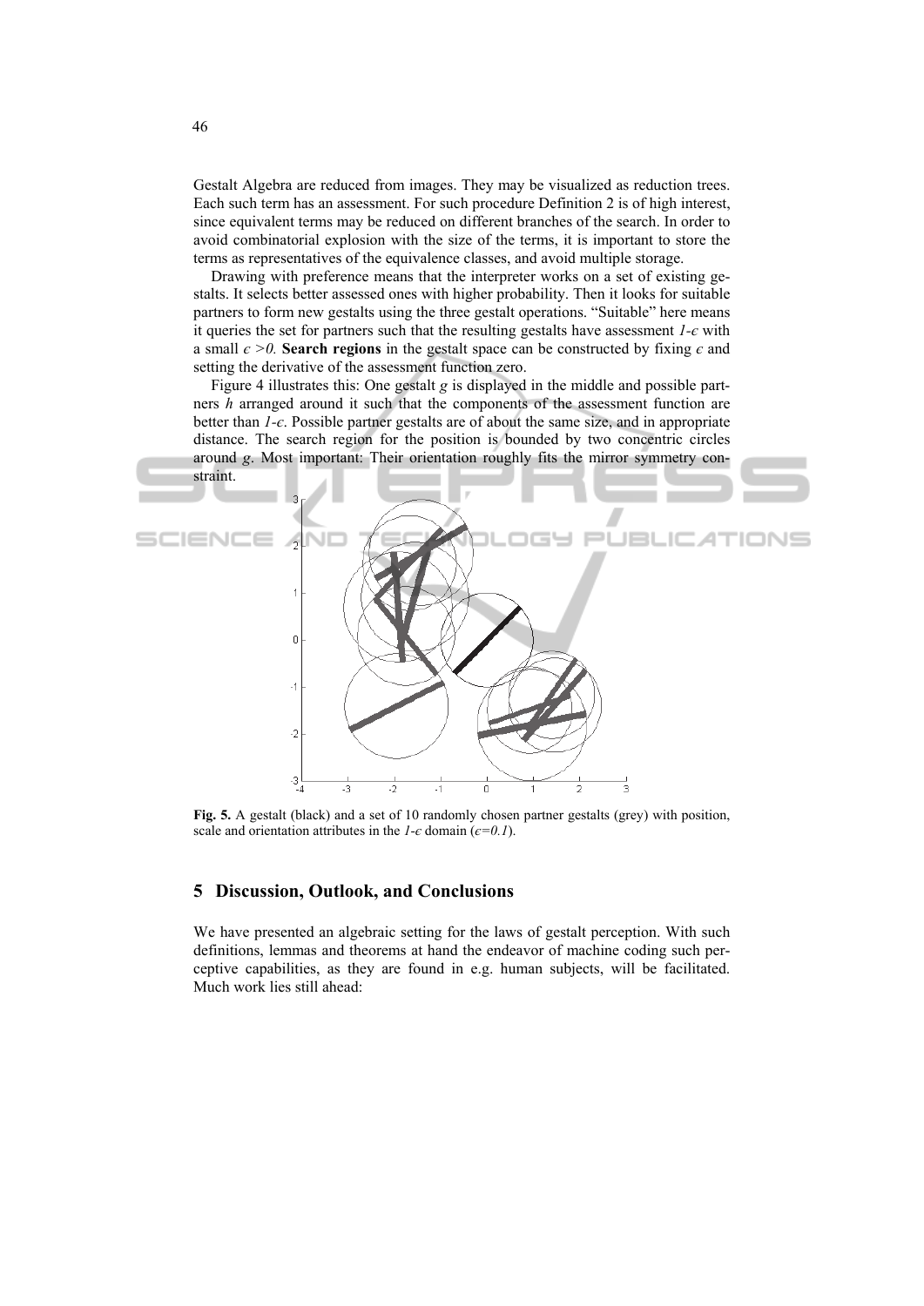Gestalt Algebra are reduced from images. They may be visualized as reduction trees. Each such term has an assessment. For such procedure Definition 2 is of high interest, since equivalent terms may be reduced on different branches of the search. In order to avoid combinatorial explosion with the size of the terms, it is important to store the terms as representatives of the equivalence classes, and avoid multiple storage.

Drawing with preference means that the interpreter works on a set of existing gestalts. It selects better assessed ones with higher probability. Then it looks for suitable partners to form new gestalts using the three gestalt operations. "Suitable" here means it queries the set for partners such that the resulting gestalts have assessment $1\text{-}\epsilon$ with a small $\epsilon > 0$. **Search regions** in the gestalt space can be constructed by fixing $\epsilon$ and setting the derivative of the assessment function zero.

Figure 4 illustrates this: One gestalt $g$ is displayed in the middle and possible partners $h$ arranged around it such that the components of the assessment function are better than $1\text{-}\epsilon$. Possible partner gestalts are of about the same size, and in appropriate distance. The search region for the position is bounded by two concentric circles around $g$. Most important: Their orientation roughly fits the mirror symmetry constraint.

**Fig. 5.** A gestalt (black) and a set of 10 randomly chosen partner gestalts (grey) with position, scale and orientation attributes in the $1\text{-}\epsilon$ domain ($\epsilon=0.1$).

## 5 Discussion, Outlook, and Conclusions

We have presented an algebraic setting for the laws of gestalt perception. With such definitions, lemmas and theorems at hand the endeavor of machine coding such perceptive capabilities, as they are found in e.g. human subjects, will be facilitated. Much work lies still ahead: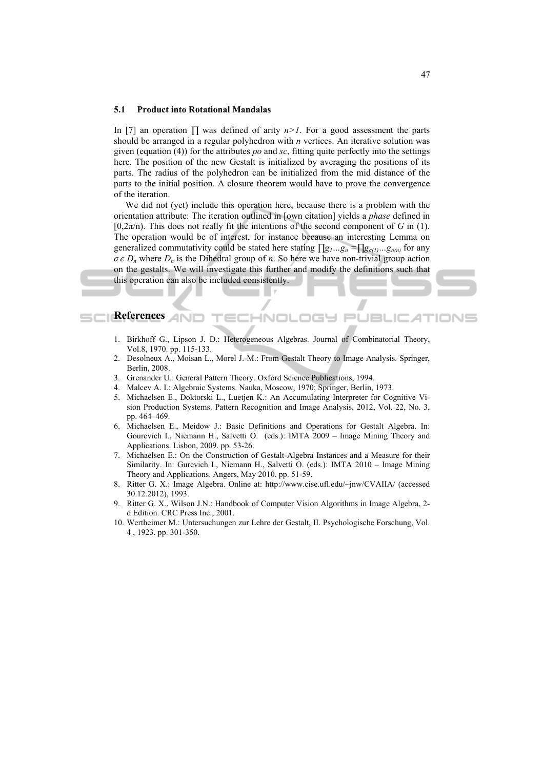### 5.1 Product into Rotational Mandalas

In [7] an operation $\prod$ was defined of arity $n>1$. For a good assessment the parts should be arranged in a regular polyhedron with $n$ vertices. An iterative solution was given (equation (4)) for the attributes *po* and *sc*, fitting quite perfectly into the settings here. The position of the new Gestalt is initialized by averaging the positions of its parts. The radius of the polyhedron can be initialized from the mid distance of the parts to the initial position. A closure theorem would have to prove the convergence of the iteration.

We did not (yet) include this operation here, because there is a problem with the orientation attribute: The iteration outlined in [own citation] yields a *phase* defined in $[0,2\pi/n)$. This does not really fit the intentions of the second component of $G$ in (1). The operation would be of interest, for instance because an interesting Lemma on generalized commutativity could be stated here stating $\prod g_1 \ldots g_n = \prod g_{\sigma(1)} \ldots g_{\sigma(n)}$ for any $\sigma \in D_n$ where $D_n$ is the Dihedral group of $n$. So here we have non-trivial group action on the gestalts. We will investigate this further and modify the definitions such that this operation can also be included consistently.

## References

1. Birkhoff G., Lipson J. D.: Heterogeneous Algebras. Journal of Combinatorial Theory, Vol.8, 1970. pp. 115-133.
2. Desolneux A., Moisan L., Morel J.-M.: From Gestalt Theory to Image Analysis. Springer, Berlin, 2008.
3. Grenander U.: General Pattern Theory. Oxford Science Publications, 1994.
4. Malcev A. I.: Algebraic Systems. Nauka, Moscow, 1970; Springer, Berlin, 1973.
5. Michaelsen E., Doktorski L., Luetjen K.: An Accumulating Interpreter for Cognitive Vision Production Systems. Pattern Recognition and Image Analysis, 2012, Vol. 22, No. 3, pp. 464–469.
6. Michaelsen E., Meidow J.: Basic Definitions and Operations for Gestalt Algebra. In: Gourevich I., Niemann H., Salvetti O. (eds.): IMTA 2009 – Image Mining Theory and Applications. Lisbon, 2009. pp. 53-26.
7. Michaelsen E.: On the Construction of Gestalt-Algebra Instances and a Measure for their Similarity. In: Gurevich I., Niemann H., Salvetti O. (eds.): IMTA 2010 – Image Mining Theory and Applications. Angers, May 2010. pp. 51-59.
8. Ritter G. X.: Image Algebra. Online at: http://www.cise.ufl.edu/~jnw/CVAIIA/ (accessed 30.12.2012), 1993.
9. Ritter G. X., Wilson J.N.: Handbook of Computer Vision Algorithms in Image Algebra, 2-d Edition. CRC Press Inc., 2001.
10. Wertheimer M.: Untersuchungen zur Lehre der Gestalt, II. Psychologische Forschung, Vol. 4 , 1923. pp. 301-350.